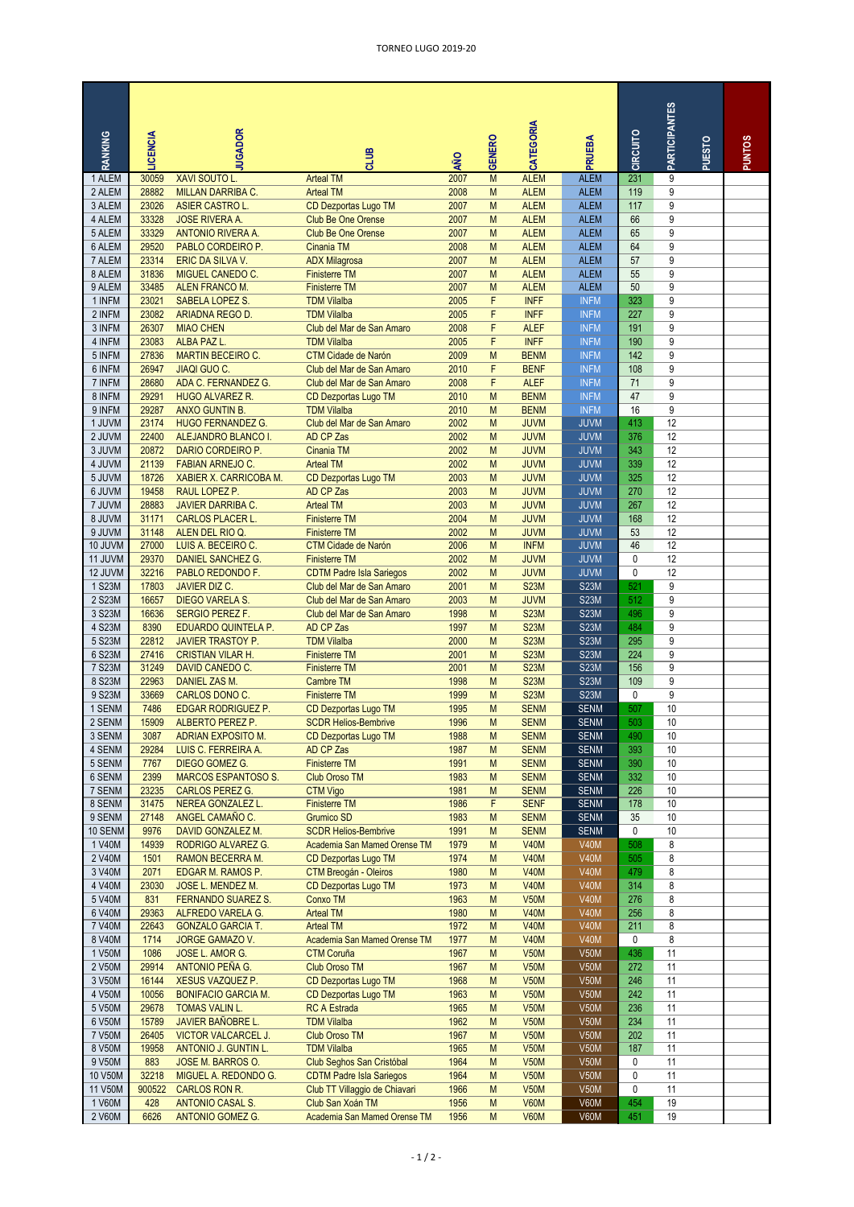# TORNEO LUGO 2019-20

| RANKING | LICENCIA | JUGADOR | CLUB | AÑO | GENERO | CATEGORIA | PRUEBA | CIRCUITO | PARTICIPANTES | PUESTO | PUNTOS |
|---|---|---|---|---|---|---|---|---|---|---|---|
| 1 ALEM | 30059 | XAVI SOUTO L. | Arteal TM | 2007 | M | ALEM | ALEM | 231 | 9 | | |
| 2 ALEM | 28882 | MILLAN DARRIBA C. | Arteal TM | 2008 | M | ALEM | ALEM | 119 | 9 | | |
| 3 ALEM | 23026 | ASIER CASTRO L. | CD Dezportas Lugo TM | 2007 | M | ALEM | ALEM | 117 | 9 | | |
| 4 ALEM | 33328 | JOSE RIVERA A. | Club Be One Orense | 2007 | M | ALEM | ALEM | 66 | 9 | | |
| 5 ALEM | 33329 | ANTONIO RIVERA A. | Club Be One Orense | 2007 | M | ALEM | ALEM | 65 | 9 | | |
| 6 ALEM | 29520 | PABLO CORDEIRO P. | Cinania TM | 2008 | M | ALEM | ALEM | 64 | 9 | | |
| 7 ALEM | 23314 | ERIC DA SILVA V. | ADX Milagrosa | 2007 | M | ALEM | ALEM | 57 | 9 | | |
| 8 ALEM | 31836 | MIGUEL CANEDO C. | Finisterre TM | 2007 | M | ALEM | ALEM | 55 | 9 | | |
| 9 ALEM | 33485 | ALEN FRANCO M. | Finisterre TM | 2007 | M | ALEM | ALEM | 50 | 9 | | |
| 1 INFM | 23021 | SABELA LOPEZ S. | TDM Vilalba | 2005 | F | INFF | INFM | 323 | 9 | | |
| 2 INFM | 23082 | ARIADNA REGO D. | TDM Vilalba | 2005 | F | INFF | INFM | 227 | 9 | | |
| 3 INFM | 26307 | MIAO CHEN | Club del Mar de San Amaro | 2008 | F | ALEF | INFM | 191 | 9 | | |
| 4 INFM | 23083 | ALBA PAZ L. | TDM Vilalba | 2005 | F | INFF | INFM | 190 | 9 | | |
| 5 INFM | 27836 | MARTIN BECEIRO C. | CTM Cidade de Narón | 2009 | M | BENM | INFM | 142 | 9 | | |
| 6 INFM | 26947 | JIAQI GUO C. | Club del Mar de San Amaro | 2010 | F | BENF | INFM | 108 | 9 | | |
| 7 INFM | 28680 | ADA C. FERNANDEZ G. | Club del Mar de San Amaro | 2008 | F | ALEF | INFM | 71 | 9 | | |
| 8 INFM | 29291 | HUGO ALVAREZ R. | CD Dezportas Lugo TM | 2010 | M | BENM | INFM | 47 | 9 | | |
| 9 INFM | 29287 | ANXO GUNTIN B. | TDM Vilalba | 2010 | M | BENM | INFM | 16 | 9 | | |
| 1 JUVM | 23174 | HUGO FERNANDEZ G. | Club del Mar de San Amaro | 2002 | M | JUVM | JUVM | 413 | 12 | | |
| 2 JUVM | 22400 | ALEJANDRO BLANCO I. | AD CP Zas | 2002 | M | JUVM | JUVM | 376 | 12 | | |
| 3 JUVM | 20872 | DARIO CORDEIRO P. | Cinania TM | 2002 | M | JUVM | JUVM | 343 | 12 | | |
| 4 JUVM | 21139 | FABIAN ARNEJO C. | Arteal TM | 2002 | M | JUVM | JUVM | 339 | 12 | | |
| 5 JUVM | 18726 | XABIER X. CARRICOBA M. | CD Dezportas Lugo TM | 2003 | M | JUVM | JUVM | 325 | 12 | | |
| 6 JUVM | 19458 | RAUL LOPEZ P. | AD CP Zas | 2003 | M | JUVM | JUVM | 270 | 12 | | |
| 7 JUVM | 28883 | JAVIER DARRIBA C. | Arteal TM | 2003 | M | JUVM | JUVM | 267 | 12 | | |
| 8 JUVM | 31171 | CARLOS PLACER L. | Finisterre TM | 2004 | M | JUVM | JUVM | 168 | 12 | | |
| 9 JUVM | 31148 | ALEN DEL RIO Q. | Finisterre TM | 2002 | M | JUVM | JUVM | 53 | 12 | | |
| 10 JUVM | 27000 | LUIS A. BECEIRO C. | CTM Cidade de Narón | 2006 | M | INFM | JUVM | 46 | 12 | | |
| 11 JUVM | 29370 | DANIEL SANCHEZ G. | Finisterre TM | 2002 | M | JUVM | JUVM | 0 | 12 | | |
| 12 JUVM | 32216 | PABLO REDONDO F. | CDTM Padre Isla Sariegos | 2002 | M | JUVM | JUVM | 0 | 12 | | |
| 1 S23M | 17803 | JAVIER DIZ C. | Club del Mar de San Amaro | 2001 | M | S23M | S23M | 521 | 9 | | |
| 2 S23M | 16657 | DIEGO VARELA S. | Club del Mar de San Amaro | 2003 | M | JUVM | S23M | 512 | 9 | | |
| 3 S23M | 16636 | SERGIO PEREZ F. | Club del Mar de San Amaro | 1998 | M | S23M | S23M | 496 | 9 | | |
| 4 S23M | 8390 | EDUARDO QUINTELA P. | AD CP Zas | 1997 | M | S23M | S23M | 484 | 9 | | |
| 5 S23M | 22812 | JAVIER TRASTOY P. | TDM Vilalba | 2000 | M | S23M | S23M | 295 | 9 | | |
| 6 S23M | 27416 | CRISTIAN VILAR H. | Finisterre TM | 2001 | M | S23M | S23M | 224 | 9 | | |
| 7 S23M | 31249 | DAVID CANEDO C. | Finisterre TM | 2001 | M | S23M | S23M | 156 | 9 | | |
| 8 S23M | 22963 | DANIEL ZAS M. | Cambre TM | 1998 | M | S23M | S23M | 109 | 9 | | |
| 9 S23M | 33669 | CARLOS DONO C. | Finisterre TM | 1999 | M | S23M | S23M | 0 | 9 | | |
| 1 SENM | 7486 | EDGAR RODRIGUEZ P. | CD Dezportas Lugo TM | 1995 | M | SENM | SENM | 507 | 10 | | |
| 2 SENM | 15909 | ALBERTO PEREZ P. | SCDR Helios-Bembrive | 1996 | M | SENM | SENM | 503 | 10 | | |
| 3 SENM | 3087 | ADRIAN EXPOSITO M. | CD Dezportas Lugo TM | 1988 | M | SENM | SENM | 490 | 10 | | |
| 4 SENM | 29284 | LUIS C. FERREIRA A. | AD CP Zas | 1987 | M | SENM | SENM | 393 | 10 | | |
| 5 SENM | 7767 | DIEGO GOMEZ G. | Finisterre TM | 1991 | M | SENM | SENM | 390 | 10 | | |
| 6 SENM | 2399 | MARCOS ESPANTOSO S. | Club Oroso TM | 1983 | M | SENM | SENM | 332 | 10 | | |
| 7 SENM | 23235 | CARLOS PEREZ G. | CTM Vigo | 1981 | M | SENM | SENM | 226 | 10 | | |
| 8 SENM | 31475 | NEREA GONZALEZ L. | Finisterre TM | 1986 | F | SENF | SENM | 178 | 10 | | |
| 9 SENM | 27148 | ANGEL CAMAÑO C. | Grumico SD | 1983 | M | SENM | SENM | 35 | 10 | | |
| 10 SENM | 9976 | DAVID GONZALEZ M. | SCDR Helios-Bembrive | 1991 | M | SENM | SENM | 0 | 10 | | |
| 1 V40M | 14939 | RODRIGO ALVAREZ G. | Academia San Mamed Orense TM | 1979 | M | V40M | V40M | 508 | 8 | | |
| 2 V40M | 1501 | RAMON BECERRA M. | CD Dezportas Lugo TM | 1974 | M | V40M | V40M | 505 | 8 | | |
| 3 V40M | 2071 | EDGAR M. RAMOS P. | CTM Breogán - Oleiros | 1980 | M | V40M | V40M | 479 | 8 | | |
| 4 V40M | 23030 | JOSE L. MENDEZ M. | CD Dezportas Lugo TM | 1973 | M | V40M | V40M | 314 | 8 | | |
| 5 V40M | 831 | FERNANDO SUAREZ S. | Conxo TM | 1963 | M | V50M | V40M | 276 | 8 | | |
| 6 V40M | 29363 | ALFREDO VARELA G. | Arteal TM | 1980 | M | V40M | V40M | 256 | 8 | | |
| 7 V40M | 22643 | GONZALO GARCIA T. | Arteal TM | 1972 | M | V40M | V40M | 211 | 8 | | |
| 8 V40M | 1714 | JORGE GAMAZO V. | Academia San Mamed Orense TM | 1977 | M | V40M | V40M | 0 | 8 | | |
| 1 V50M | 1086 | JOSE L. AMOR G. | CTM Coruña | 1967 | M | V50M | V50M | 436 | 11 | | |
| 2 V50M | 29914 | ANTONIO PEÑA G. | Club Oroso TM | 1967 | M | V50M | V50M | 272 | 11 | | |
| 3 V50M | 16144 | XESUS VAZQUEZ P. | CD Dezportas Lugo TM | 1968 | M | V50M | V50M | 246 | 11 | | |
| 4 V50M | 10056 | BONIFACIO GARCIA M. | CD Dezportas Lugo TM | 1963 | M | V50M | V50M | 242 | 11 | | |
| 5 V50M | 29678 | TOMAS VALIN L. | RC A Estrada | 1965 | M | V50M | V50M | 236 | 11 | | |
| 6 V50M | 15789 | JAVIER BAÑOBRE L. | TDM Vilalba | 1962 | M | V50M | V50M | 234 | 11 | | |
| 7 V50M | 26405 | VICTOR VALCARCEL J. | Club Oroso TM | 1967 | M | V50M | V50M | 202 | 11 | | |
| 8 V50M | 19958 | ANTONIO J. GUNTIN L. | TDM Vilalba | 1965 | M | V50M | V50M | 187 | 11 | | |
| 9 V50M | 883 | JOSE M. BARROS O. | Club Seghos San Cristóbal | 1964 | M | V50M | V50M | 0 | 11 | | |
| 10 V50M | 32218 | MIGUEL A. REDONDO G. | CDTM Padre Isla Sariegos | 1964 | M | V50M | V50M | 0 | 11 | | |
| 11 V50M | 900522 | CARLOS RON R. | Club TT Villaggio de Chiavari | 1966 | M | V50M | V50M | 0 | 11 | | |
| 1 V60M | 428 | ANTONIO CASAL S. | Club San Xoán TM | 1956 | M | V60M | V60M | 454 | 19 | | |
| 2 V60M | 6626 | ANTONIO GOMEZ G. | Academia San Mamed Orense TM | 1956 | M | V60M | V60M | 451 | 19 | | |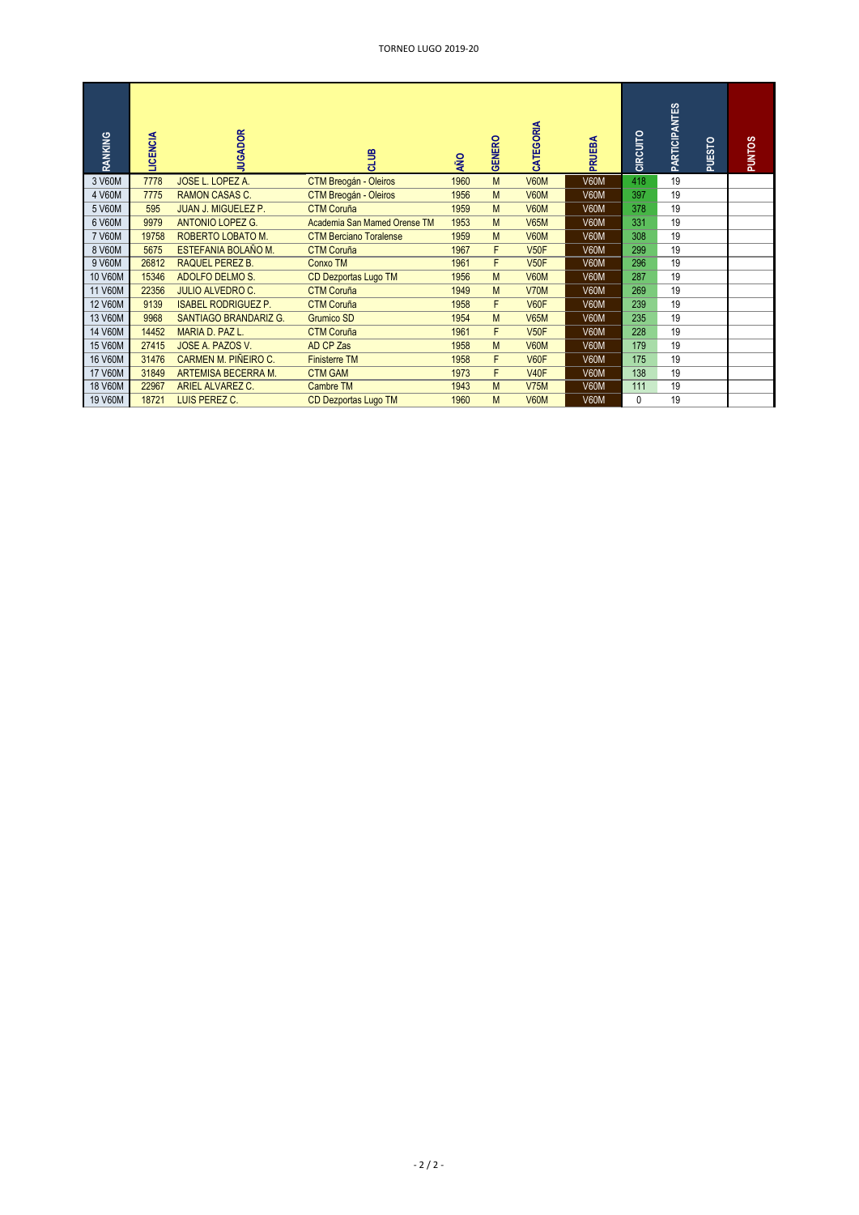| RANKING | LICENCIA | JUGADOR | CLUB | AÑO | GENERO | CATEGORIA | PRUEBA | CIRCUITO | PARTICIPANTES | PUESTO | PUNTOS |
|---|---|---|---|---|---|---|---|---|---|---|---|
| 3 V60M | 7778 | JOSE L. LOPEZ A. | CTM Breogán - Oleiros | 1960 | M | V60M | V60M | 418 | 19 | | |
| 4 V60M | 7775 | RAMON CASAS C. | CTM Breogán - Oleiros | 1956 | M | V60M | V60M | 397 | 19 | | |
| 5 V60M | 595 | JUAN J. MIGUELEZ P. | CTM Coruña | 1959 | M | V60M | V60M | 378 | 19 | | |
| 6 V60M | 9979 | ANTONIO LOPEZ G. | Academia San Mamed Orense TM | 1953 | M | V65M | V60M | 331 | 19 | | |
| 7 V60M | 19758 | ROBERTO LOBATO M. | CTM Berciano Toralense | 1959 | M | V60M | V60M | 308 | 19 | | |
| 8 V60M | 5675 | ESTEFANIA BOLAÑO M. | CTM Coruña | 1967 | F | V50F | V60M | 299 | 19 | | |
| 9 V60M | 26812 | RAQUEL PEREZ B. | Conxo TM | 1961 | F | V50F | V60M | 296 | 19 | | |
| 10 V60M | 15346 | ADOLFO DELMO S. | CD Dezportas Lugo TM | 1956 | M | V60M | V60M | 287 | 19 | | |
| 11 V60M | 22356 | JULIO ALVEDRO C. | CTM Coruña | 1949 | M | V70M | V60M | 269 | 19 | | |
| 12 V60M | 9139 | ISABEL RODRIGUEZ P. | CTM Coruña | 1958 | F | V60F | V60M | 239 | 19 | | |
| 13 V60M | 9968 | SANTIAGO BRANDARIZ G. | Grumico SD | 1954 | M | V65M | V60M | 235 | 19 | | |
| 14 V60M | 14452 | MARIA D. PAZ L. | CTM Coruña | 1961 | F | V50F | V60M | 228 | 19 | | |
| 15 V60M | 27415 | JOSE A. PAZOS V. | AD CP Zas | 1958 | M | V60M | V60M | 179 | 19 | | |
| 16 V60M | 31476 | CARMEN M. PIÑEIRO C. | Finisterre TM | 1958 | F | V60F | V60M | 175 | 19 | | |
| 17 V60M | 31849 | ARTEMISA BECERRA M. | CTM GAM | 1973 | F | V40F | V60M | 138 | 19 | | |
| 18 V60M | 22967 | ARIEL ALVAREZ C. | Cambre TM | 1943 | M | V75M | V60M | 111 | 19 | | |
| 19 V60M | 18721 | LUIS PEREZ C. | CD Dezportas Lugo TM | 1960 | M | V60M | V60M | 0 | 19 | | |